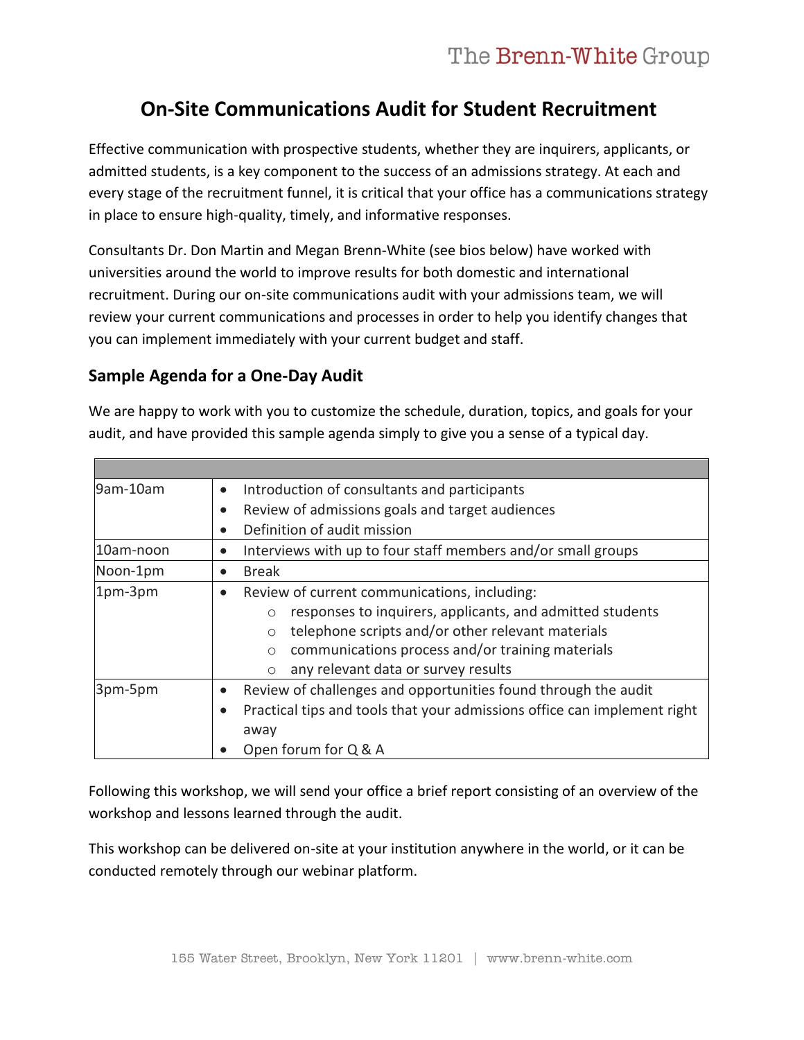# On-Site Communications Audit for Student Recruitment

Effective communication with prospective students, whether they are inquirers, applicants, or admitted students, is a key component to the success of an admissions strategy. At each and every stage of the recruitment funnel, it is critical that your office has a communications strategy in place to ensure high-quality, timely, and informative responses.

Consultants Dr. Don Martin and Megan Brenn-White (see bios below) have worked with universities around the world to improve results for both domestic and international recruitment. During our on-site communications audit with your admissions team, we will review your current communications and processes in order to help you identify changes that you can implement immediately with your current budget and staff.

## Sample Agenda for a One-Day Audit

We are happy to work with you to customize the schedule, duration, topics, and goals for your audit, and have provided this sample agenda simply to give you a sense of a typical day.

| | |
|---|---|
| 9am-10am | • Introduction of consultants and participants<br>• Review of admissions goals and target audiences<br>• Definition of audit mission |
| 10am-noon | • Interviews with up to four staff members and/or small groups |
| Noon-1pm | • Break |
| 1pm-3pm | • Review of current communications, including:<br>  ○ responses to inquirers, applicants, and admitted students<br>  ○ telephone scripts and/or other relevant materials<br>  ○ communications process and/or training materials<br>  ○ any relevant data or survey results |
| 3pm-5pm | • Review of challenges and opportunities found through the audit<br>• Practical tips and tools that your admissions office can implement right away<br>• Open forum for Q & A |

Following this workshop, we will send your office a brief report consisting of an overview of the workshop and lessons learned through the audit.

This workshop can be delivered on-site at your institution anywhere in the world, or it can be conducted remotely through our webinar platform.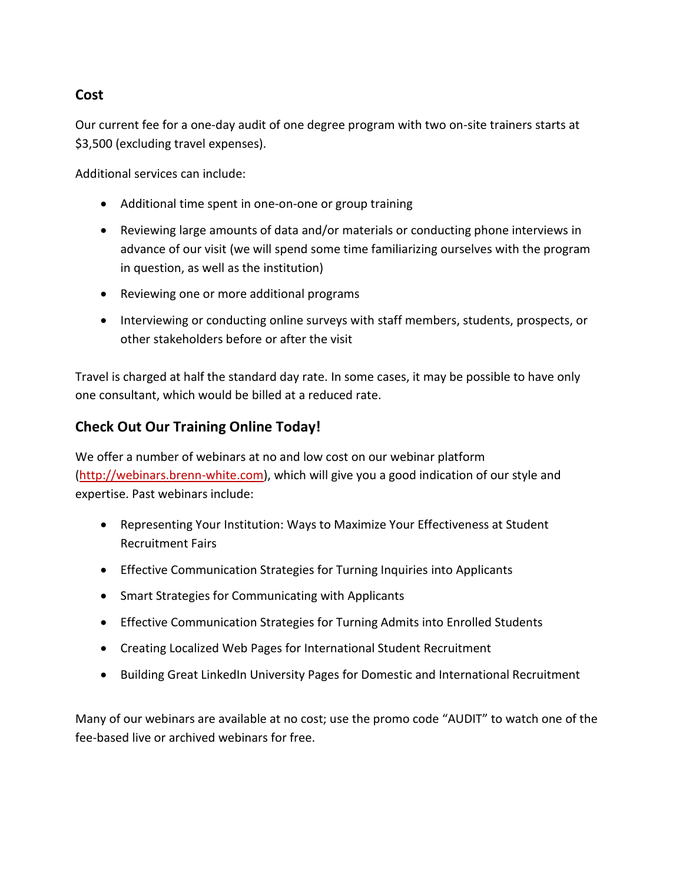## Cost

Our current fee for a one-day audit of one degree program with two on-site trainers starts at $3,500 (excluding travel expenses).

Additional services can include:

- Additional time spent in one-on-one or group training
- Reviewing large amounts of data and/or materials or conducting phone interviews in advance of our visit (we will spend some time familiarizing ourselves with the program in question, as well as the institution)
- Reviewing one or more additional programs
- Interviewing or conducting online surveys with staff members, students, prospects, or other stakeholders before or after the visit

Travel is charged at half the standard day rate. In some cases, it may be possible to have only one consultant, which would be billed at a reduced rate.

## Check Out Our Training Online Today!

We offer a number of webinars at no and low cost on our webinar platform (http://webinars.brenn-white.com), which will give you a good indication of our style and expertise. Past webinars include:

- Representing Your Institution: Ways to Maximize Your Effectiveness at Student Recruitment Fairs
- Effective Communication Strategies for Turning Inquiries into Applicants
- Smart Strategies for Communicating with Applicants
- Effective Communication Strategies for Turning Admits into Enrolled Students
- Creating Localized Web Pages for International Student Recruitment
- Building Great LinkedIn University Pages for Domestic and International Recruitment

Many of our webinars are available at no cost; use the promo code "AUDIT" to watch one of the fee-based live or archived webinars for free.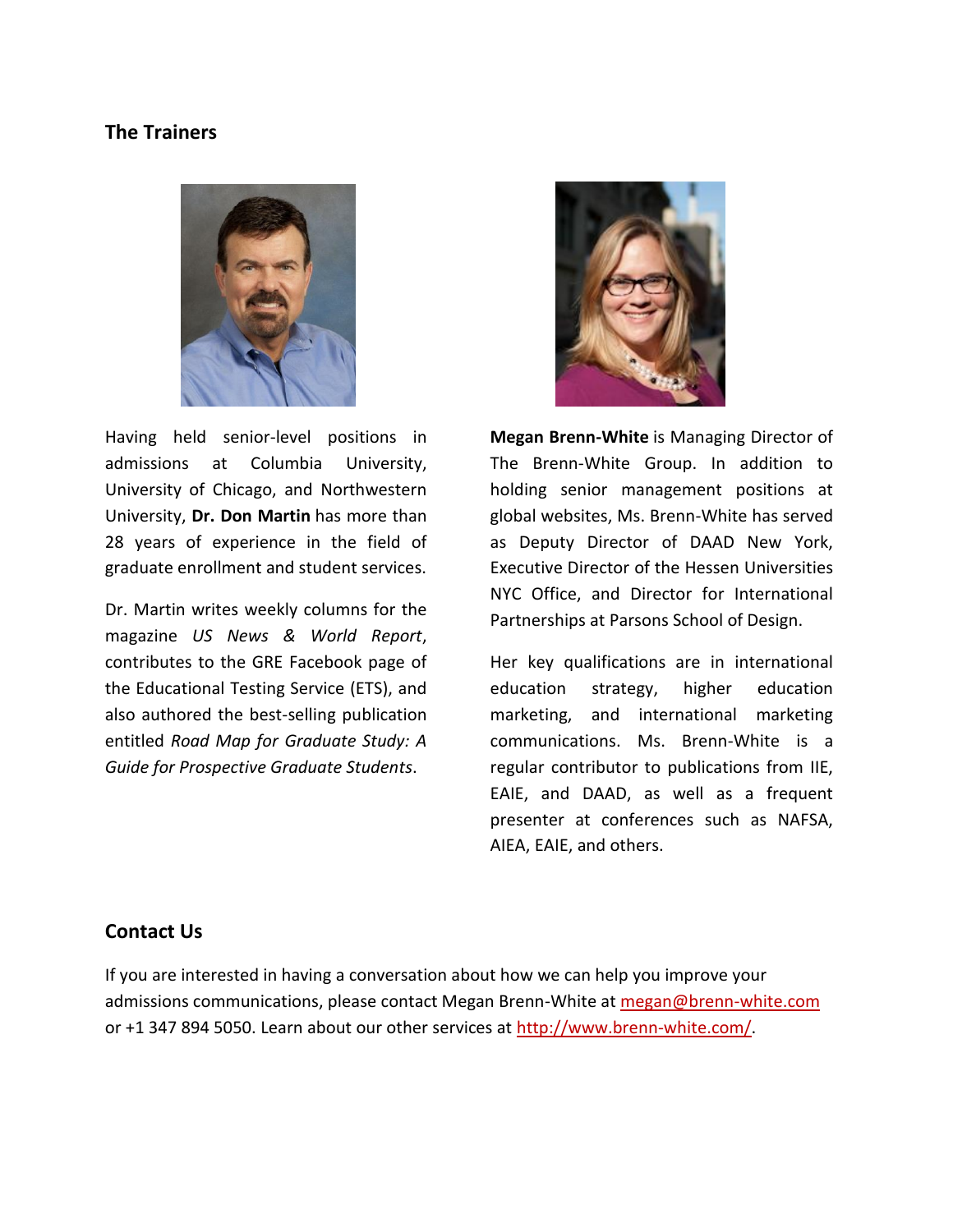## The Trainers

Having held senior-level positions in admissions at Columbia University, University of Chicago, and Northwestern University, **Dr. Don Martin** has more than 28 years of experience in the field of graduate enrollment and student services.

Dr. Martin writes weekly columns for the magazine *US News & World Report*, contributes to the GRE Facebook page of the Educational Testing Service (ETS), and also authored the best-selling publication entitled *Road Map for Graduate Study: A Guide for Prospective Graduate Students*.

**Megan Brenn-White** is Managing Director of The Brenn-White Group. In addition to holding senior management positions at global websites, Ms. Brenn-White has served as Deputy Director of DAAD New York, Executive Director of the Hessen Universities NYC Office, and Director for International Partnerships at Parsons School of Design.

Her key qualifications are in international education strategy, higher education marketing, and international marketing communications. Ms. Brenn-White is a regular contributor to publications from IIE, EAIE, and DAAD, as well as a frequent presenter at conferences such as NAFSA, AIEA, EAIE, and others.

## Contact Us

If you are interested in having a conversation about how we can help you improve your admissions communications, please contact Megan Brenn-White at megan@brenn-white.com or +1 347 894 5050. Learn about our other services at http://www.brenn-white.com/.